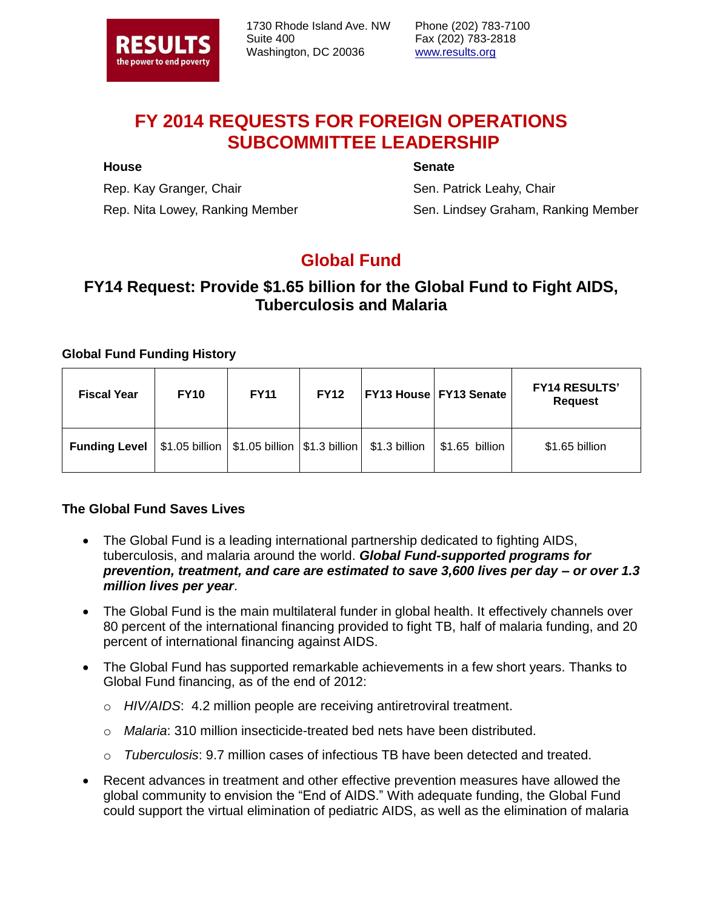**RESULTS**
the power to end poverty

1730 Rhode Island Ave. NW
Suite 400
Washington, DC 20036

Phone (202) 783-7100
Fax (202) 783-2818
www.results.org

# FY 2014 REQUESTS FOR FOREIGN OPERATIONS SUBCOMMITTEE LEADERSHIP

**House**

Rep. Kay Granger, Chair

Rep. Nita Lowey, Ranking Member

**Senate**

Sen. Patrick Leahy, Chair

Sen. Lindsey Graham, Ranking Member

## Global Fund

### FY14 Request: Provide $1.65 billion for the Global Fund to Fight AIDS, Tuberculosis and Malaria

**Global Fund Funding History**

| Fiscal Year | FY10 | FY11 | FY12 | FY13 House | FY13 Senate | FY14 RESULTS' Request |
|---|---|---|---|---|---|---|
| **Funding Level** | $1.05 billion | $1.05 billion | $1.3 billion | $1.3 billion | $1.65 billion | $1.65 billion |

**The Global Fund Saves Lives**

- The Global Fund is a leading international partnership dedicated to fighting AIDS, tuberculosis, and malaria around the world. ***Global Fund-supported programs for prevention, treatment, and care are estimated to save 3,600 lives per day – or over 1.3 million lives per year***.
- The Global Fund is the main multilateral funder in global health. It effectively channels over 80 percent of the international financing provided to fight TB, half of malaria funding, and 20 percent of international financing against AIDS.
- The Global Fund has supported remarkable achievements in a few short years. Thanks to Global Fund financing, as of the end of 2012:
  - *HIV/AIDS*: 4.2 million people are receiving antiretroviral treatment.
  - *Malaria*: 310 million insecticide-treated bed nets have been distributed.
  - *Tuberculosis*: 9.7 million cases of infectious TB have been detected and treated.
- Recent advances in treatment and other effective prevention measures have allowed the global community to envision the "End of AIDS." With adequate funding, the Global Fund could support the virtual elimination of pediatric AIDS, as well as the elimination of malaria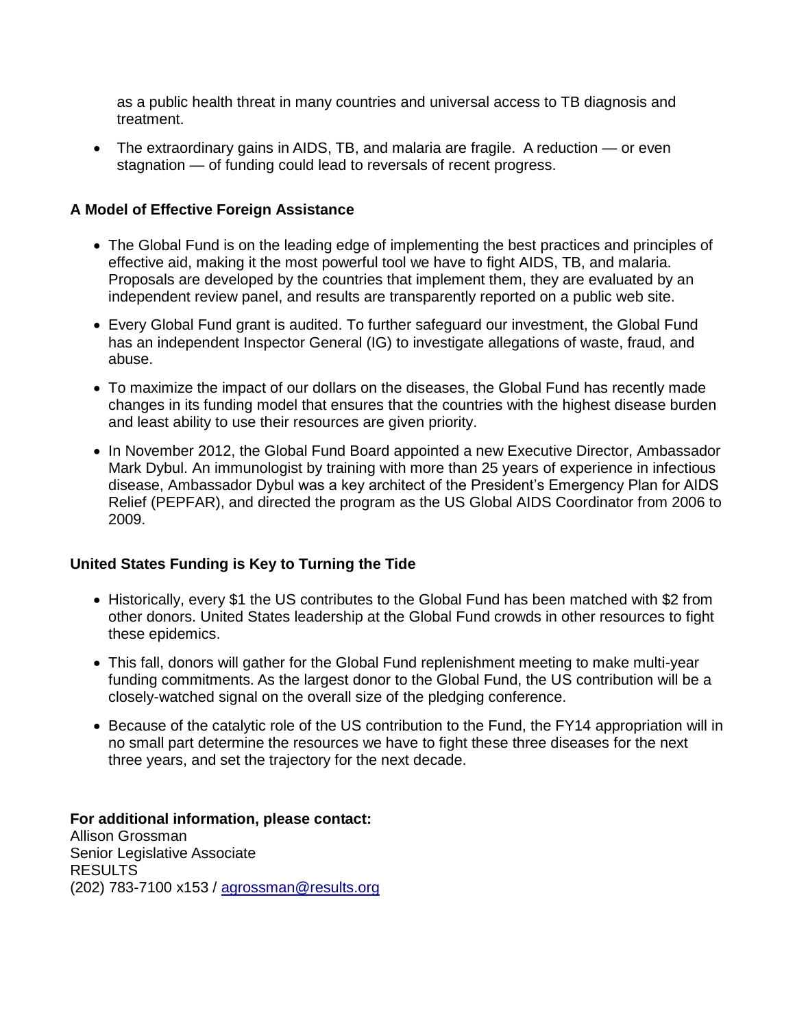as a public health threat in many countries and universal access to TB diagnosis and treatment.

- The extraordinary gains in AIDS, TB, and malaria are fragile. A reduction — or even stagnation — of funding could lead to reversals of recent progress.

**A Model of Effective Foreign Assistance**

- The Global Fund is on the leading edge of implementing the best practices and principles of effective aid, making it the most powerful tool we have to fight AIDS, TB, and malaria. Proposals are developed by the countries that implement them, they are evaluated by an independent review panel, and results are transparently reported on a public web site.
- Every Global Fund grant is audited. To further safeguard our investment, the Global Fund has an independent Inspector General (IG) to investigate allegations of waste, fraud, and abuse.
- To maximize the impact of our dollars on the diseases, the Global Fund has recently made changes in its funding model that ensures that the countries with the highest disease burden and least ability to use their resources are given priority.
- In November 2012, the Global Fund Board appointed a new Executive Director, Ambassador Mark Dybul. An immunologist by training with more than 25 years of experience in infectious disease, Ambassador Dybul was a key architect of the President's Emergency Plan for AIDS Relief (PEPFAR), and directed the program as the US Global AIDS Coordinator from 2006 to 2009.

**United States Funding is Key to Turning the Tide**

- Historically, every $1 the US contributes to the Global Fund has been matched with $2 from other donors. United States leadership at the Global Fund crowds in other resources to fight these epidemics.
- This fall, donors will gather for the Global Fund replenishment meeting to make multi-year funding commitments. As the largest donor to the Global Fund, the US contribution will be a closely-watched signal on the overall size of the pledging conference.
- Because of the catalytic role of the US contribution to the Fund, the FY14 appropriation will in no small part determine the resources we have to fight these three diseases for the next three years, and set the trajectory for the next decade.

**For additional information, please contact:**
Allison Grossman
Senior Legislative Associate
RESULTS
(202) 783-7100 x153 / agrossman@results.org